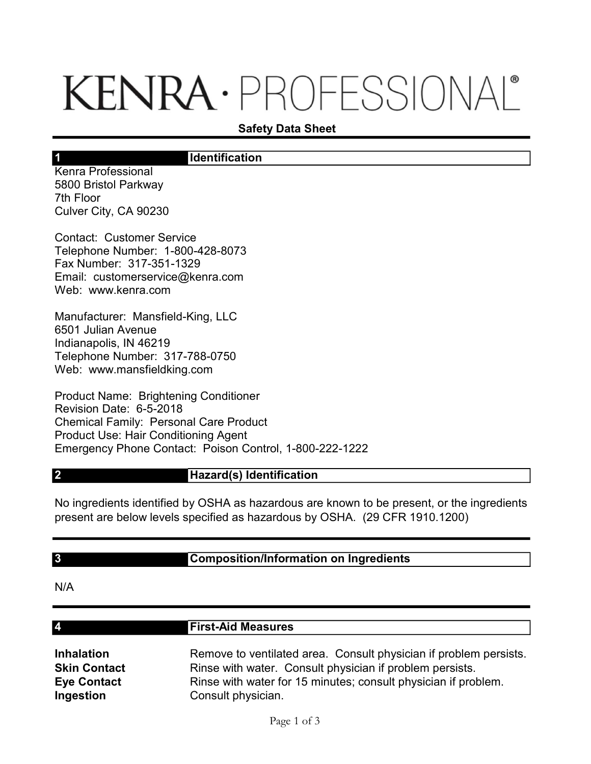# KENRA · PROFESSIONAL®

## Safety Data Sheet

## 1 Identification

Kenra Professional
5800 Bristol Parkway
7th Floor
Culver City, CA 90230

Contact: Customer Service
Telephone Number: 1-800-428-8073
Fax Number: 317-351-1329
Email: customerservice@kenra.com
Web: www.kenra.com

Manufacturer: Mansfield-King, LLC
6501 Julian Avenue
Indianapolis, IN 46219
Telephone Number: 317-788-0750
Web: www.mansfieldking.com

Product Name: Brightening Conditioner
Revision Date: 6-5-2018
Chemical Family: Personal Care Product
Product Use: Hair Conditioning Agent
Emergency Phone Contact: Poison Control, 1-800-222-1222

## 2 Hazard(s) Identification

No ingredients identified by OSHA as hazardous are known to be present, or the ingredients present are below levels specified as hazardous by OSHA. (29 CFR 1910.1200)

## 3 Composition/Information on Ingredients

N/A

## 4 First-Aid Measures

**Inhalation** Remove to ventilated area. Consult physician if problem persists.
**Skin Contact** Rinse with water. Consult physician if problem persists.
**Eye Contact** Rinse with water for 15 minutes; consult physician if problem.
**Ingestion** Consult physician.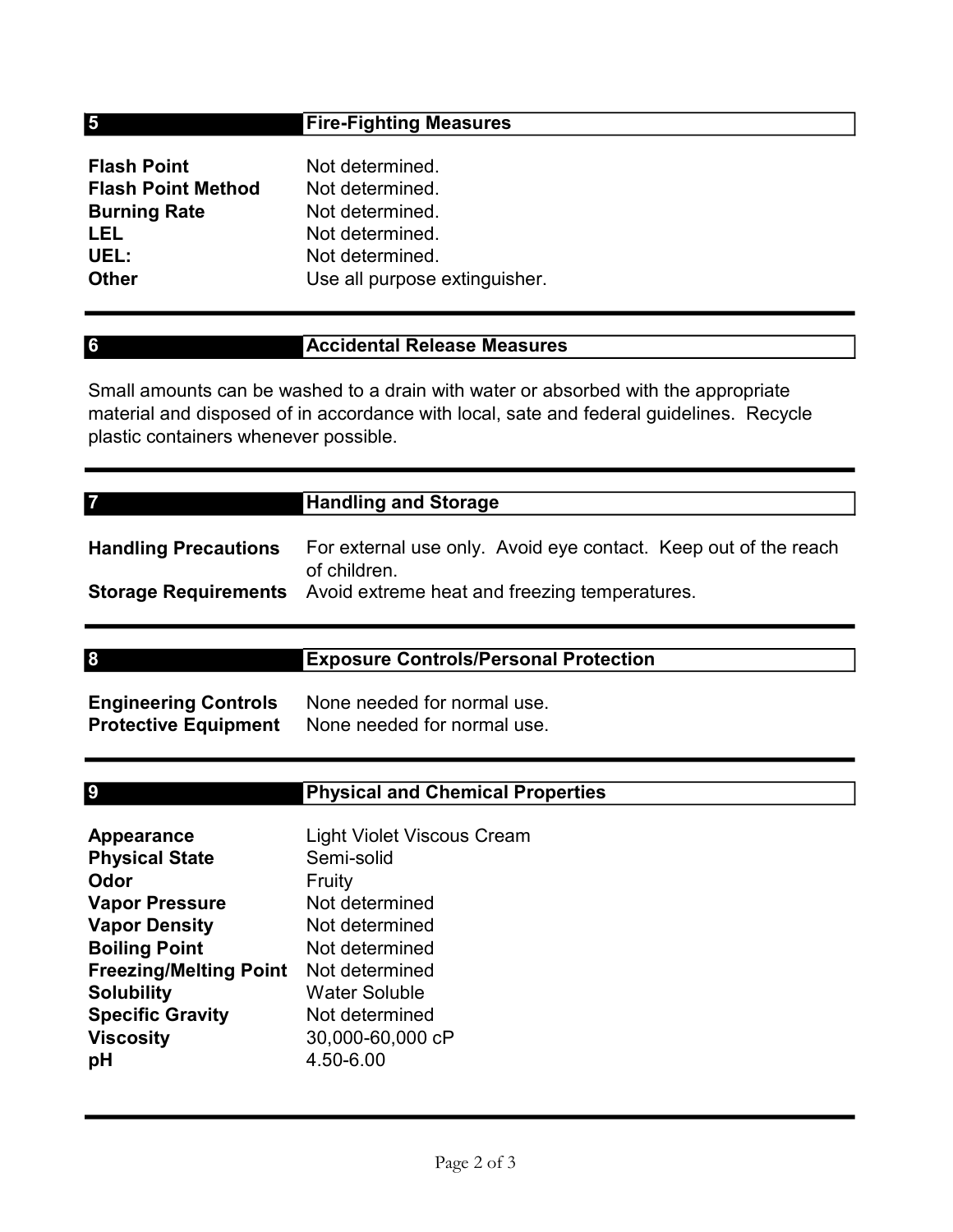## 5 Fire-Fighting Measures

| | |
|---|---|
| **Flash Point** | Not determined. |
| **Flash Point Method** | Not determined. |
| **Burning Rate** | Not determined. |
| **LEL** | Not determined. |
| **UEL:** | Not determined. |
| **Other** | Use all purpose extinguisher. |

## 6 Accidental Release Measures

Small amounts can be washed to a drain with water or absorbed with the appropriate material and disposed of in accordance with local, sate and federal guidelines. Recycle plastic containers whenever possible.

## 7 Handling and Storage

| | |
|---|---|
| **Handling Precautions** | For external use only. Avoid eye contact. Keep out of the reach of children. |
| **Storage Requirements** | Avoid extreme heat and freezing temperatures. |

## 8 Exposure Controls/Personal Protection

| | |
|---|---|
| **Engineering Controls** | None needed for normal use. |
| **Protective Equipment** | None needed for normal use. |

## 9 Physical and Chemical Properties

| | |
|---|---|
| **Appearance** | Light Violet Viscous Cream |
| **Physical State** | Semi-solid |
| **Odor** | Fruity |
| **Vapor Pressure** | Not determined |
| **Vapor Density** | Not determined |
| **Boiling Point** | Not determined |
| **Freezing/Melting Point** | Not determined |
| **Solubility** | Water Soluble |
| **Specific Gravity** | Not determined |
| **Viscosity** | 30,000-60,000 cP |
| **pH** | 4.50-6.00 |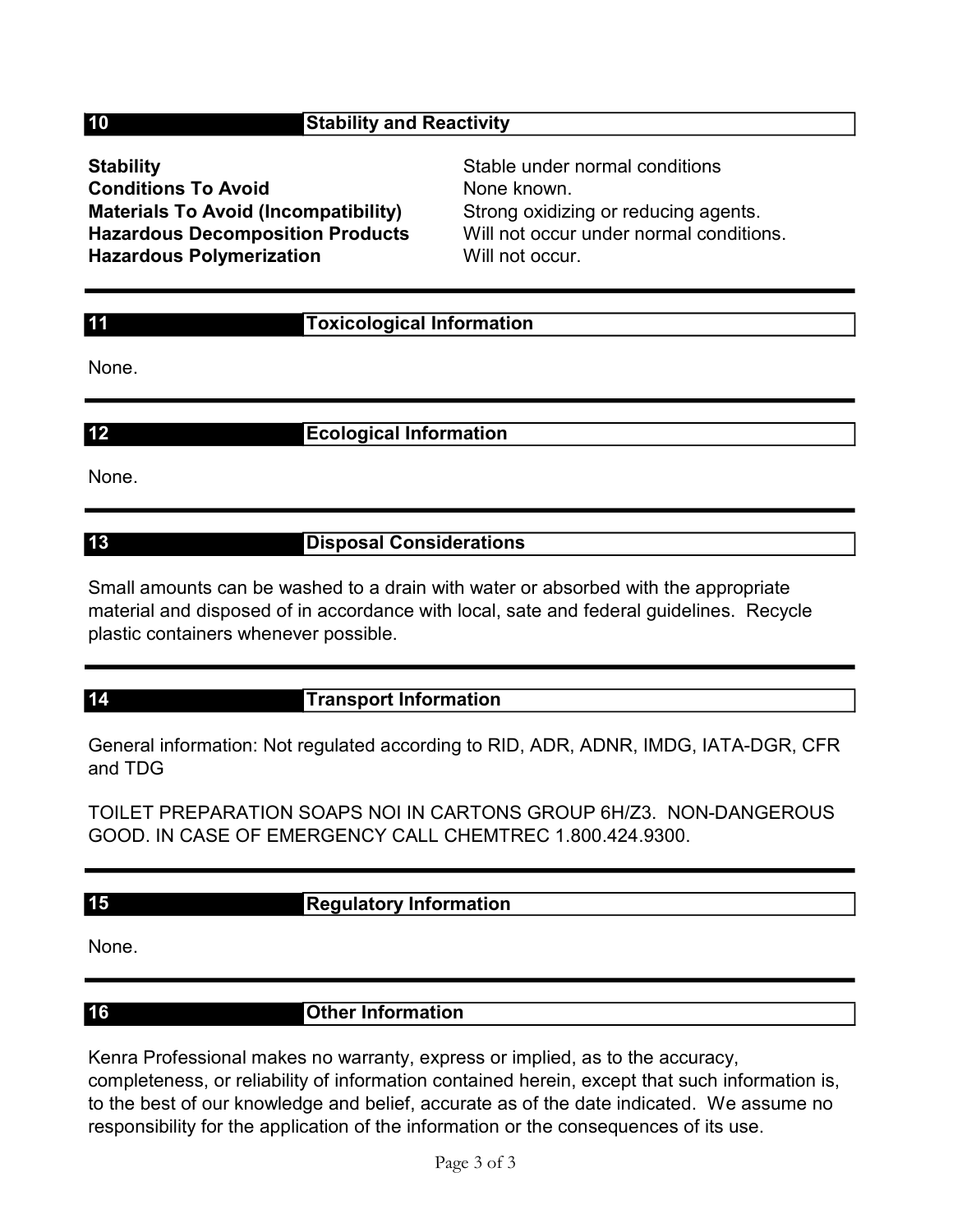## 10 Stability and Reactivity

| | |
|---|---|
| **Stability** | Stable under normal conditions |
| **Conditions To Avoid** | None known. |
| **Materials To Avoid (Incompatibility)** | Strong oxidizing or reducing agents. |
| **Hazardous Decomposition Products** | Will not occur under normal conditions. |
| **Hazardous Polymerization** | Will not occur. |

## 11 Toxicological Information

None.

## 12 Ecological Information

None.

## 13 Disposal Considerations

Small amounts can be washed to a drain with water or absorbed with the appropriate material and disposed of in accordance with local, sate and federal guidelines. Recycle plastic containers whenever possible.

## 14 Transport Information

General information: Not regulated according to RID, ADR, ADNR, IMDG, IATA-DGR, CFR and TDG

TOILET PREPARATION SOAPS NOI IN CARTONS GROUP 6H/Z3. NON-DANGEROUS GOOD. IN CASE OF EMERGENCY CALL CHEMTREC 1.800.424.9300.

## 15 Regulatory Information

None.

## 16 Other Information

Kenra Professional makes no warranty, express or implied, as to the accuracy, completeness, or reliability of information contained herein, except that such information is, to the best of our knowledge and belief, accurate as of the date indicated. We assume no responsibility for the application of the information or the consequences of its use.